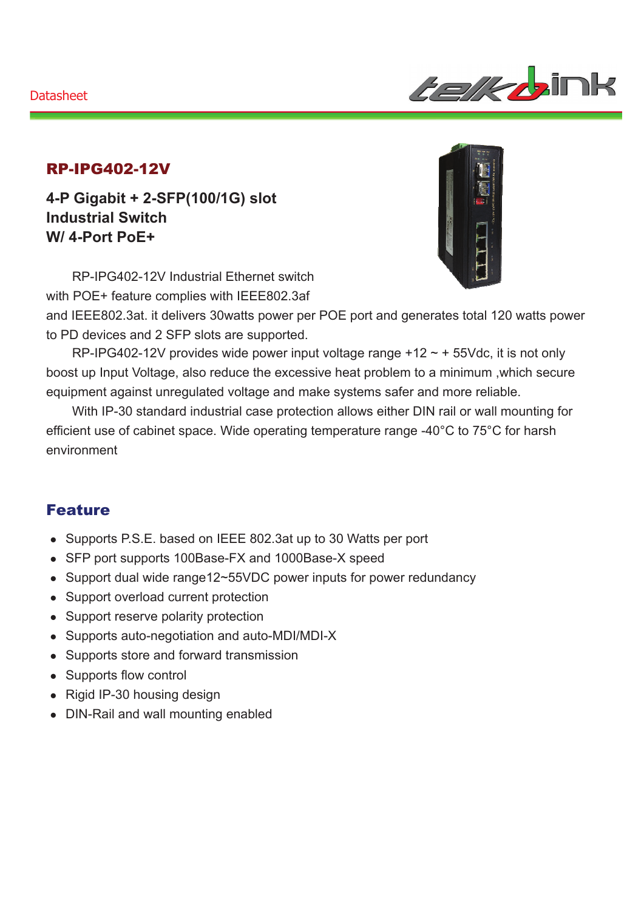Datasheet

# RP-IPG402-12V

## 4-P Gigabit + 2-SFP(100/1G) slot Industrial Switch W/ 4-Port PoE+

RP-IPG402-12V Industrial Ethernet switch with POE+ feature complies with IEEE802.3af and IEEE802.3at. it delivers 30watts power per POE port and generates total 120 watts power to PD devices and 2 SFP slots are supported.

RP-IPG402-12V provides wide power input voltage range +12 ~ + 55Vdc, it is not only boost up Input Voltage, also reduce the excessive heat problem to a minimum ,which secure equipment against unregulated voltage and make systems safer and more reliable.

With IP-30 standard industrial case protection allows either DIN rail or wall mounting for efficient use of cabinet space. Wide operating temperature range -40°C to 75°C for harsh environment

## Feature

- Supports P.S.E. based on IEEE 802.3at up to 30 Watts per port
- SFP port supports 100Base-FX and 1000Base-X speed
- Support dual wide range12~55VDC power inputs for power redundancy
- Support overload current protection
- Support reserve polarity protection
- Supports auto-negotiation and auto-MDI/MDI-X
- Supports store and forward transmission
- Supports flow control
- Rigid IP-30 housing design
- DIN-Rail and wall mounting enabled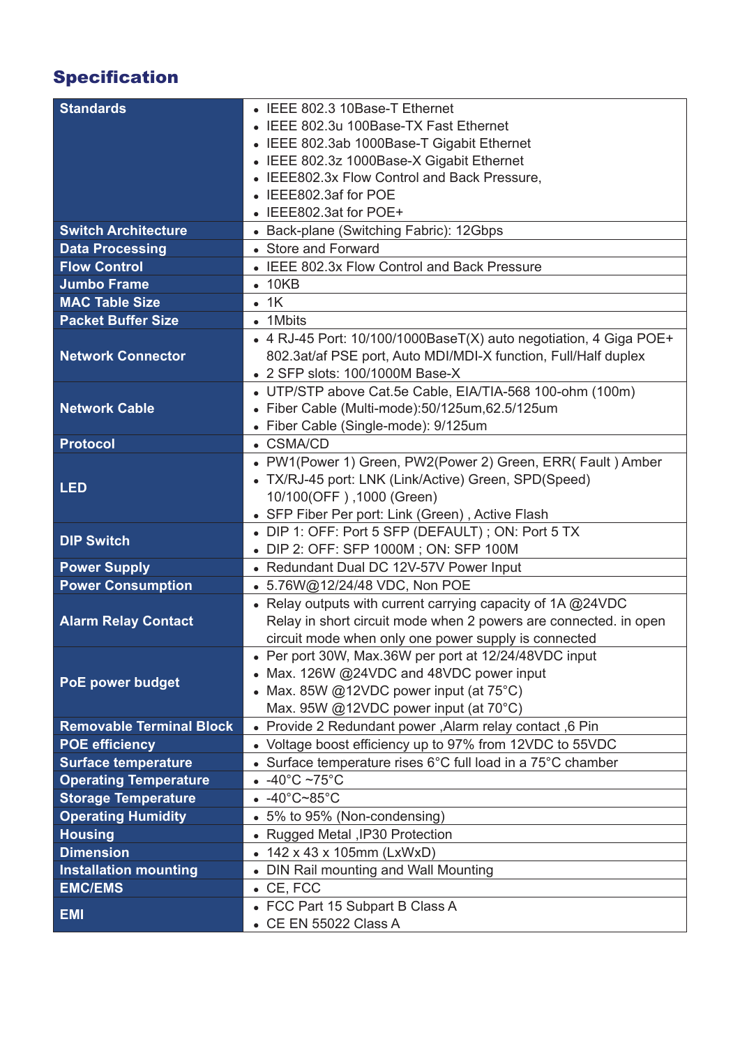## Specification

| | |
|---|---|
| **Standards** | • IEEE 802.3 10Base-T Ethernet<br>• IEEE 802.3u 100Base-TX Fast Ethernet<br>• IEEE 802.3ab 1000Base-T Gigabit Ethernet<br>• IEEE 802.3z 1000Base-X Gigabit Ethernet<br>• IEEE802.3x Flow Control and Back Pressure,<br>• IEEE802.3af for POE<br>• IEEE802.3at for POE+ |
| **Switch Architecture** | • Back-plane (Switching Fabric): 12Gbps |
| **Data Processing** | • Store and Forward |
| **Flow Control** | • IEEE 802.3x Flow Control and Back Pressure |
| **Jumbo Frame** | • 10KB |
| **MAC Table Size** | • 1K |
| **Packet Buffer Size** | • 1Mbits |
| **Network Connector** | • 4 RJ-45 Port: 10/100/1000BaseT(X) auto negotiation, 4 Giga POE+ 802.3at/af PSE port, Auto MDI/MDI-X function, Full/Half duplex<br>• 2 SFP slots: 100/1000M Base-X |
| **Network Cable** | • UTP/STP above Cat.5e Cable, EIA/TIA-568 100-ohm (100m)<br>• Fiber Cable (Multi-mode):50/125um,62.5/125um<br>• Fiber Cable (Single-mode): 9/125um |
| **Protocol** | • CSMA/CD |
| **LED** | • PW1(Power 1) Green, PW2(Power 2) Green, ERR( Fault ) Amber<br>• TX/RJ-45 port: LNK (Link/Active) Green, SPD(Speed) 10/100(OFF ) ,1000 (Green)<br>• SFP Fiber Per port: Link (Green) , Active Flash |
| **DIP Switch** | • DIP 1: OFF: Port 5 SFP (DEFAULT) ; ON: Port 5 TX<br>• DIP 2: OFF: SFP 1000M ; ON: SFP 100M |
| **Power Supply** | • Redundant Dual DC 12V-57V Power Input |
| **Power Consumption** | • 5.76W@12/24/48 VDC, Non POE |
| **Alarm Relay Contact** | • Relay outputs with current carrying capacity of 1A @24VDC Relay in short circuit mode when 2 powers are connected. in open circuit mode when only one power supply is connected |
| **PoE power budget** | • Per port 30W, Max.36W per port at 12/24/48VDC input<br>• Max. 126W @24VDC and 48VDC power input<br>• Max. 85W @12VDC power input (at 75°C) Max. 95W @12VDC power input (at 70°C) |
| **Removable Terminal Block** | • Provide 2 Redundant power ,Alarm relay contact ,6 Pin |
| **POE efficiency** | • Voltage boost efficiency up to 97% from 12VDC to 55VDC |
| **Surface temperature** | • Surface temperature rises 6°C full load in a 75°C chamber |
| **Operating Temperature** | • -40°C ~75°C |
| **Storage Temperature** | • -40°C~85°C |
| **Operating Humidity** | • 5% to 95% (Non-condensing) |
| **Housing** | • Rugged Metal ,IP30 Protection |
| **Dimension** | • 142 x 43 x 105mm (LxWxD) |
| **Installation mounting** | • DIN Rail mounting and Wall Mounting |
| **EMC/EMS** | • CE, FCC |
| **EMI** | • FCC Part 15 Subpart B Class A<br>• CE EN 55022 Class A |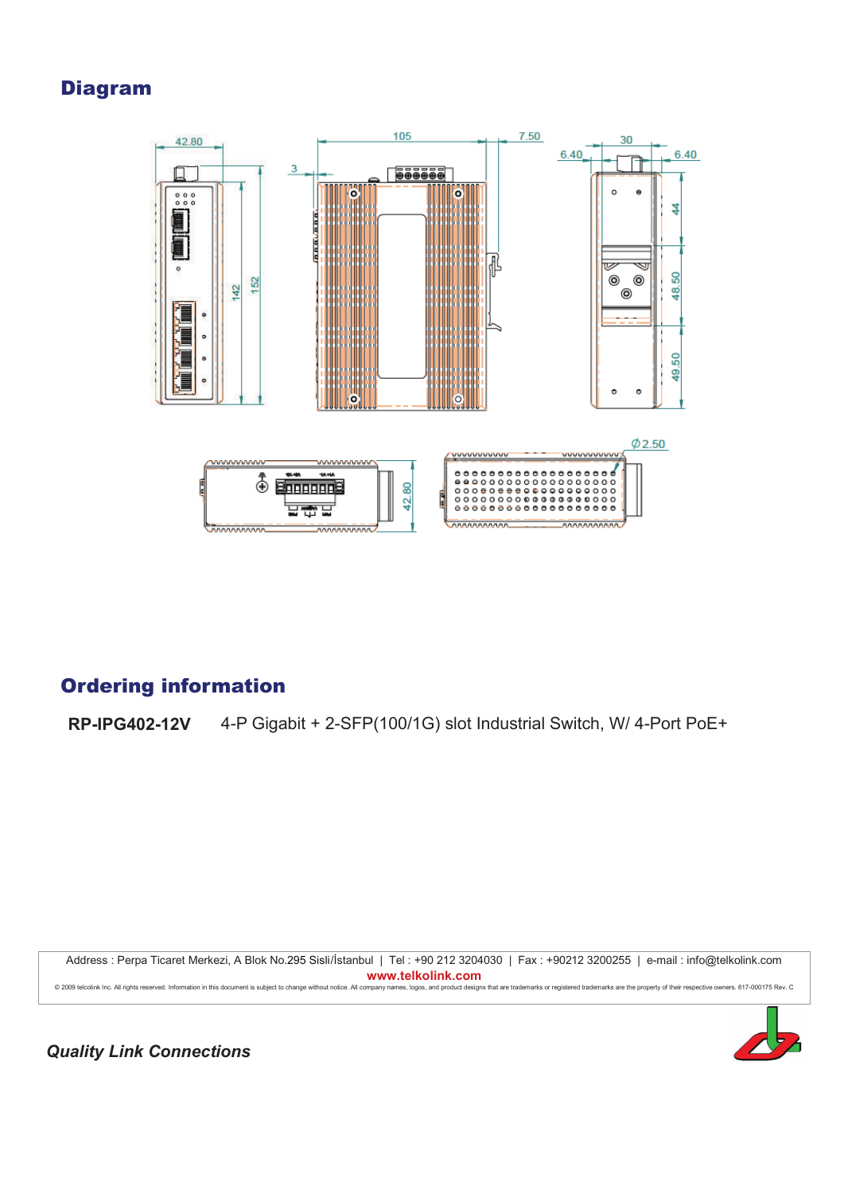## Diagram

42.80
105
7.50
30
6.40
6.40
3
142
152
44
48.50
49.50
Ø2.50
42.80

## Ordering information

**RP-IPG402-12V** 4-P Gigabit + 2-SFP(100/1G) slot Industrial Switch, W/ 4-Port PoE+

Address : Perpa Ticaret Merkezi, A Blok No.295 Sisli/İstanbul | Tel : +90 212 3204030 | Fax : +90212 3200255 | e-mail : info@telkolink.com

**www.telkolink.com**

© 2009 telcolink Inc. All rights reserved. Information in this document is subject to change without notice. All company names, logos, and product designs that are trademarks or registered trademarks are the property of their respective owners. 617-000175 Rev. C

***Quality Link Connections***